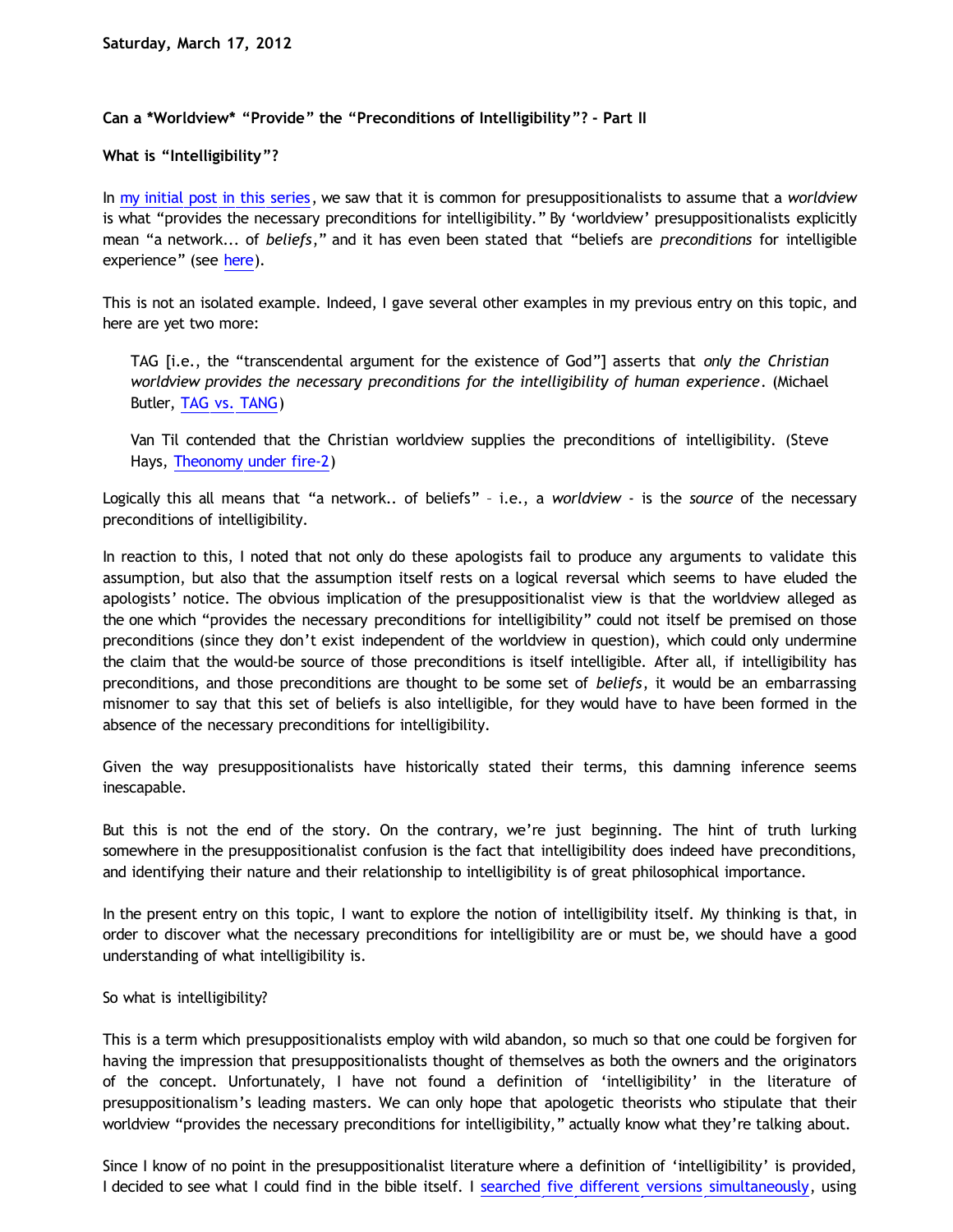Saturday, March 17, 2012

**Can a *Worldview* "Provide" the "Preconditions of Intelligibility"? - Part II**

**What is "Intelligibility"?**

In my initial post in this series, we saw that it is common for presuppositionalists to assume that a *worldview* is what "provides the necessary preconditions for intelligibility." By 'worldview' presuppositionalists explicitly mean "a network... of *beliefs*," and it has even been stated that "beliefs are *preconditions* for intelligible experience" (see here).

This is not an isolated example. Indeed, I gave several other examples in my previous entry on this topic, and here are yet two more:

> TAG [i.e., the "transcendental argument for the existence of God"] asserts that *only the Christian worldview provides the necessary preconditions for the intelligibility of human experience*. (Michael Butler, TAG vs. TANG)

> Van Til contended that the Christian worldview supplies the preconditions of intelligibility. (Steve Hays, Theonomy under fire-2)

Logically this all means that "a network.. of beliefs" – i.e., a *worldview* - is the *source* of the necessary preconditions of intelligibility.

In reaction to this, I noted that not only do these apologists fail to produce any arguments to validate this assumption, but also that the assumption itself rests on a logical reversal which seems to have eluded the apologists' notice. The obvious implication of the presuppositionalist view is that the worldview alleged as the one which "provides the necessary preconditions for intelligibility" could not itself be premised on those preconditions (since they don't exist independent of the worldview in question), which could only undermine the claim that the would-be source of those preconditions is itself intelligible. After all, if intelligibility has preconditions, and those preconditions are thought to be some set of *beliefs*, it would be an embarrassing misnomer to say that this set of beliefs is also intelligible, for they would have to have been formed in the absence of the necessary preconditions for intelligibility.

Given the way presuppositionalists have historically stated their terms, this damning inference seems inescapable.

But this is not the end of the story. On the contrary, we're just beginning. The hint of truth lurking somewhere in the presuppositionalist confusion is the fact that intelligibility does indeed have preconditions, and identifying their nature and their relationship to intelligibility is of great philosophical importance.

In the present entry on this topic, I want to explore the notion of intelligibility itself. My thinking is that, in order to discover what the necessary preconditions for intelligibility are or must be, we should have a good understanding of what intelligibility is.

So what is intelligibility?

This is a term which presuppositionalists employ with wild abandon, so much so that one could be forgiven for having the impression that presuppositionalists thought of themselves as both the owners and the originators of the concept. Unfortunately, I have not found a definition of 'intelligibility' in the literature of presuppositionalism's leading masters. We can only hope that apologetic theorists who stipulate that their worldview "provides the necessary preconditions for intelligibility," actually know what they're talking about.

Since I know of no point in the presuppositionalist literature where a definition of 'intelligibility' is provided, I decided to see what I could find in the bible itself. I searched five different versions simultaneously, using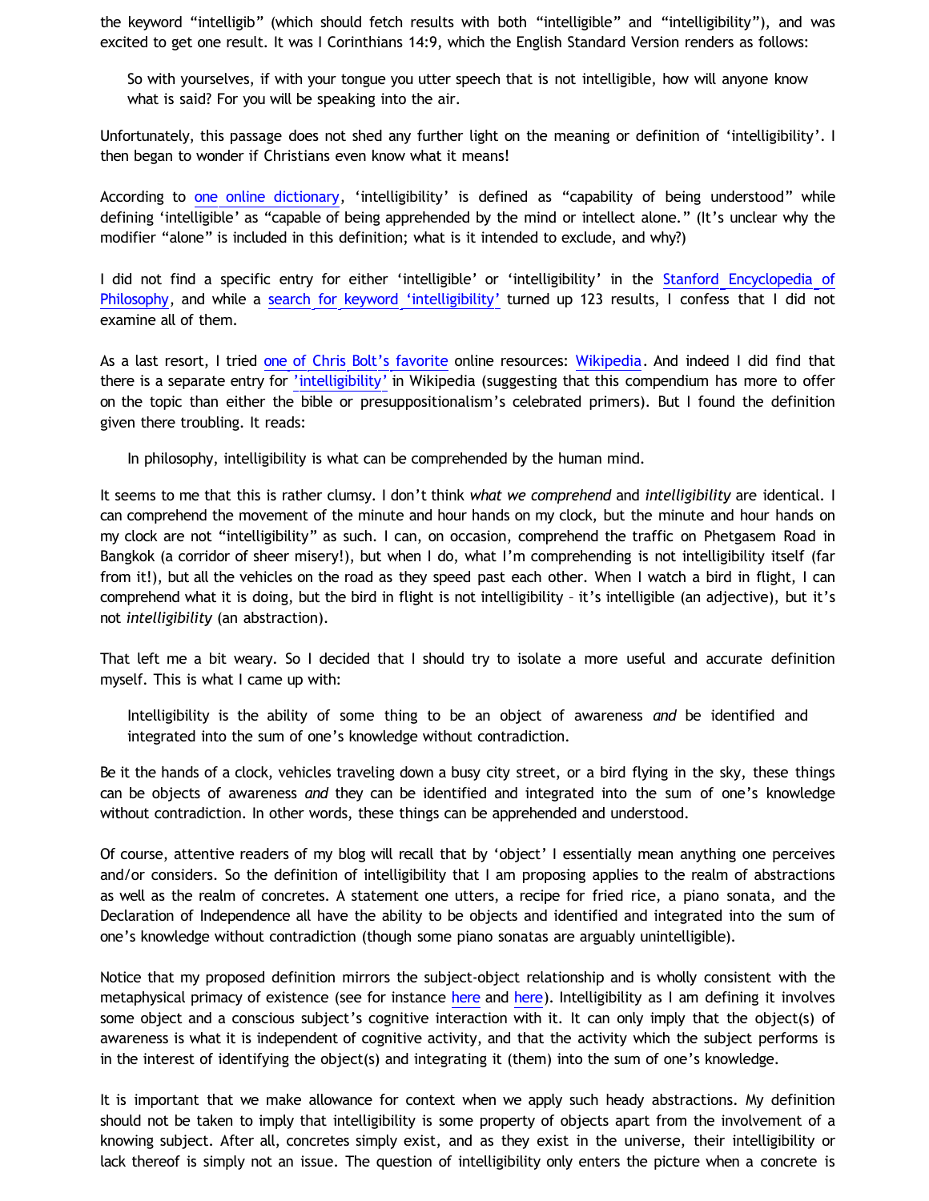the keyword "intelligib" (which should fetch results with both "intelligible" and "intelligibility"), and was excited to get one result. It was I Corinthians 14:9, which the English Standard Version renders as follows:

> So with yourselves, if with your tongue you utter speech that is not intelligible, how will anyone know what is said? For you will be speaking into the air.

Unfortunately, this passage does not shed any further light on the meaning or definition of 'intelligibility'. I then began to wonder if Christians even know what it means!

According to one online dictionary, 'intelligibility' is defined as "capability of being understood" while defining 'intelligible' as "capable of being apprehended by the mind or intellect alone." (It's unclear why the modifier "alone" is included in this definition; what is it intended to exclude, and why?)

I did not find a specific entry for either 'intelligible' or 'intelligibility' in the Stanford Encyclopedia of Philosophy, and while a search for keyword 'intelligibility' turned up 123 results, I confess that I did not examine all of them.

As a last resort, I tried one of Chris Bolt's favorite online resources: Wikipedia. And indeed I did find that there is a separate entry for 'intelligibility' in Wikipedia (suggesting that this compendium has more to offer on the topic than either the bible or presuppositionalism's celebrated primers). But I found the definition given there troubling. It reads:

> In philosophy, intelligibility is what can be comprehended by the human mind.

It seems to me that this is rather clumsy. I don't think *what we comprehend* and *intelligibility* are identical. I can comprehend the movement of the minute and hour hands on my clock, but the minute and hour hands on my clock are not "intelligibility" as such. I can, on occasion, comprehend the traffic on Phetgasem Road in Bangkok (a corridor of sheer misery!), but when I do, what I'm comprehending is not intelligibility itself (far from it!), but all the vehicles on the road as they speed past each other. When I watch a bird in flight, I can comprehend what it is doing, but the bird in flight is not intelligibility – it's intelligible (an adjective), but it's not *intelligibility* (an abstraction).

That left me a bit weary. So I decided that I should try to isolate a more useful and accurate definition myself. This is what I came up with:

> Intelligibility is the ability of some thing to be an object of awareness *and* be identified and integrated into the sum of one's knowledge without contradiction.

Be it the hands of a clock, vehicles traveling down a busy city street, or a bird flying in the sky, these things can be objects of awareness *and* they can be identified and integrated into the sum of one's knowledge without contradiction. In other words, these things can be apprehended and understood.

Of course, attentive readers of my blog will recall that by 'object' I essentially mean anything one perceives and/or considers. So the definition of intelligibility that I am proposing applies to the realm of abstractions as well as the realm of concretes. A statement one utters, a recipe for fried rice, a piano sonata, and the Declaration of Independence all have the ability to be objects and identified and integrated into the sum of one's knowledge without contradiction (though some piano sonatas are arguably unintelligible).

Notice that my proposed definition mirrors the subject-object relationship and is wholly consistent with the metaphysical primacy of existence (see for instance here and here). Intelligibility as I am defining it involves some object and a conscious subject's cognitive interaction with it. It can only imply that the object(s) of awareness is what it is independent of cognitive activity, and that the activity which the subject performs is in the interest of identifying the object(s) and integrating it (them) into the sum of one's knowledge.

It is important that we make allowance for context when we apply such heady abstractions. My definition should not be taken to imply that intelligibility is some property of objects apart from the involvement of a knowing subject. After all, concretes simply exist, and as they exist in the universe, their intelligibility or lack thereof is simply not an issue. The question of intelligibility only enters the picture when a concrete is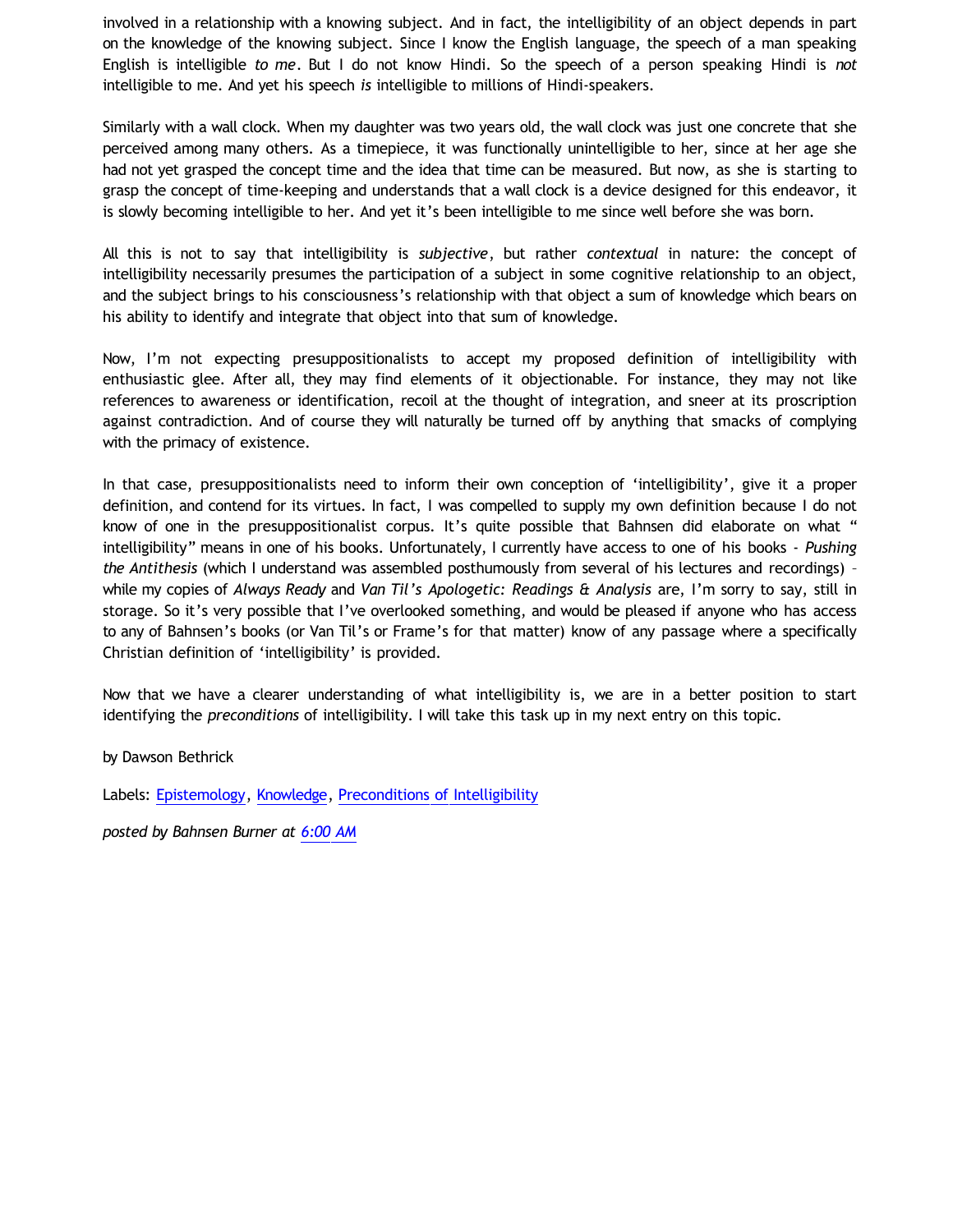involved in a relationship with a knowing subject. And in fact, the intelligibility of an object depends in part on the knowledge of the knowing subject. Since I know the English language, the speech of a man speaking English is intelligible *to me*. But I do not know Hindi. So the speech of a person speaking Hindi is *not* intelligible to me. And yet his speech *is* intelligible to millions of Hindi-speakers.

Similarly with a wall clock. When my daughter was two years old, the wall clock was just one concrete that she perceived among many others. As a timepiece, it was functionally unintelligible to her, since at her age she had not yet grasped the concept time and the idea that time can be measured. But now, as she is starting to grasp the concept of time-keeping and understands that a wall clock is a device designed for this endeavor, it is slowly becoming intelligible to her. And yet it's been intelligible to me since well before she was born.

All this is not to say that intelligibility is *subjective*, but rather *contextual* in nature: the concept of intelligibility necessarily presumes the participation of a subject in some cognitive relationship to an object, and the subject brings to his consciousness's relationship with that object a sum of knowledge which bears on his ability to identify and integrate that object into that sum of knowledge.

Now, I'm not expecting presuppositionalists to accept my proposed definition of intelligibility with enthusiastic glee. After all, they may find elements of it objectionable. For instance, they may not like references to awareness or identification, recoil at the thought of integration, and sneer at its proscription against contradiction. And of course they will naturally be turned off by anything that smacks of complying with the primacy of existence.

In that case, presuppositionalists need to inform their own conception of 'intelligibility', give it a proper definition, and contend for its virtues. In fact, I was compelled to supply my own definition because I do not know of one in the presuppositionalist corpus. It's quite possible that Bahnsen did elaborate on what " intelligibility" means in one of his books. Unfortunately, I currently have access to one of his books - *Pushing the Antithesis* (which I understand was assembled posthumously from several of his lectures and recordings) – while my copies of *Always Ready* and *Van Til's Apologetic: Readings & Analysis* are, I'm sorry to say, still in storage. So it's very possible that I've overlooked something, and would be pleased if anyone who has access to any of Bahnsen's books (or Van Til's or Frame's for that matter) know of any passage where a specifically Christian definition of 'intelligibility' is provided.

Now that we have a clearer understanding of what intelligibility is, we are in a better position to start identifying the *preconditions* of intelligibility. I will take this task up in my next entry on this topic.

by Dawson Bethrick

Labels: Epistemology, Knowledge, Preconditions of Intelligibility

*posted by Bahnsen Burner at 6:00 AM*